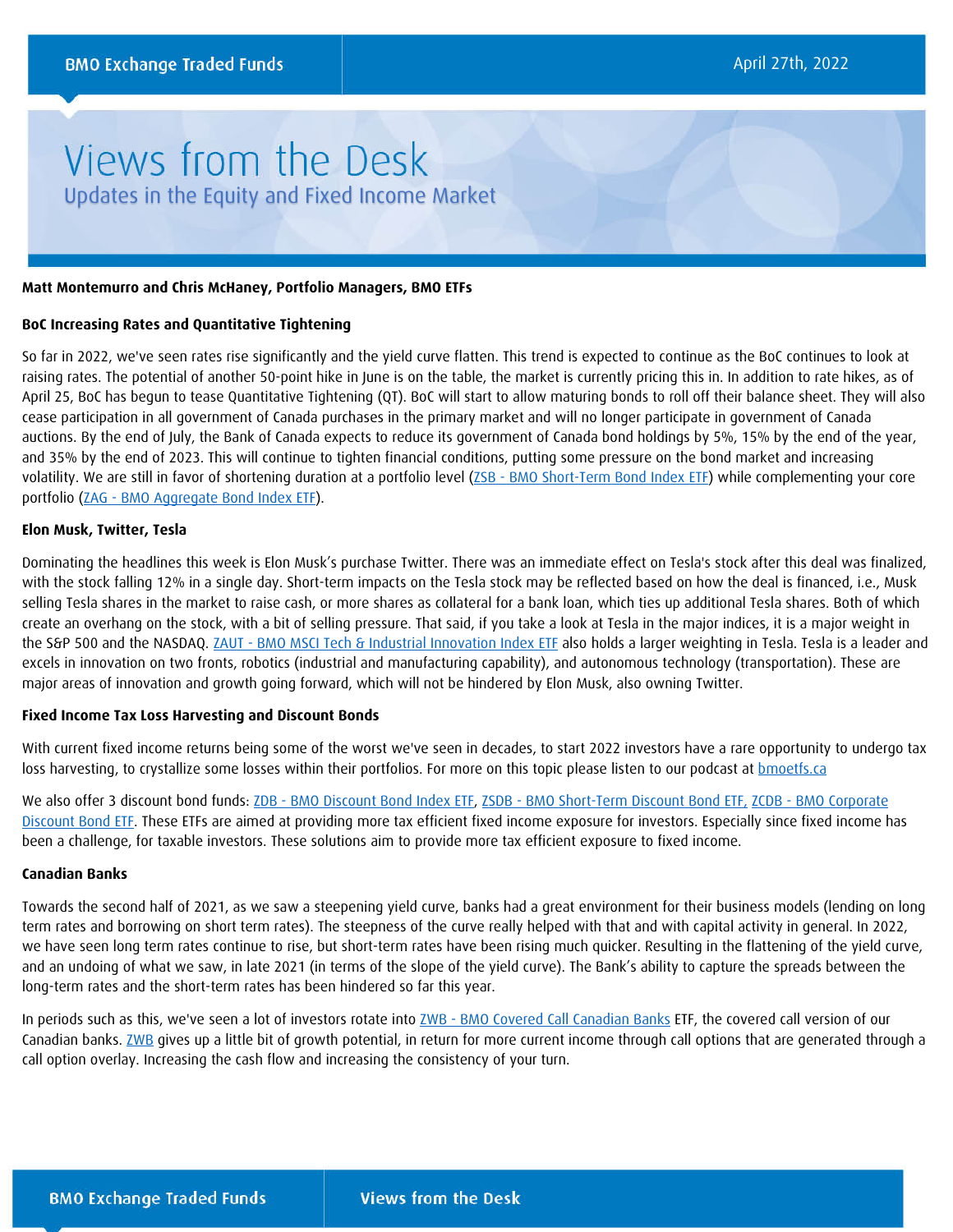BMO Exchange Traded Funds

April 27th, 2022

# Views from the Desk

## Updates in the Equity and Fixed Income Market

**Matt Montemurro and Chris McHaney, Portfolio Managers, BMO ETFs**

### BoC Increasing Rates and Quantitative Tightening

So far in 2022, we've seen rates rise significantly and the yield curve flatten. This trend is expected to continue as the BoC continues to look at raising rates. The potential of another 50-point hike in June is on the table, the market is currently pricing this in. In addition to rate hikes, as of April 25, BoC has begun to tease Quantitative Tightening (QT). BoC will start to allow maturing bonds to roll off their balance sheet. They will also cease participation in all government of Canada purchases in the primary market and will no longer participate in government of Canada auctions. By the end of July, the Bank of Canada expects to reduce its government of Canada bond holdings by 5%, 15% by the end of the year, and 35% by the end of 2023. This will continue to tighten financial conditions, putting some pressure on the bond market and increasing volatility. We are still in favor of shortening duration at a portfolio level (ZSB - BMO Short-Term Bond Index ETF) while complementing your core portfolio (ZAG - BMO Aggregate Bond Index ETF).

### Elon Musk, Twitter, Tesla

Dominating the headlines this week is Elon Musk's purchase Twitter. There was an immediate effect on Tesla's stock after this deal was finalized, with the stock falling 12% in a single day. Short-term impacts on the Tesla stock may be reflected based on how the deal is financed, i.e., Musk selling Tesla shares in the market to raise cash, or more shares as collateral for a bank loan, which ties up additional Tesla shares. Both of which create an overhang on the stock, with a bit of selling pressure. That said, if you take a look at Tesla in the major indices, it is a major weight in the S&P 500 and the NASDAQ. ZAUT - BMO MSCI Tech & Industrial Innovation Index ETF also holds a larger weighting in Tesla. Tesla is a leader and excels in innovation on two fronts, robotics (industrial and manufacturing capability), and autonomous technology (transportation). These are major areas of innovation and growth going forward, which will not be hindered by Elon Musk, also owning Twitter.

### Fixed Income Tax Loss Harvesting and Discount Bonds

With current fixed income returns being some of the worst we've seen in decades, to start 2022 investors have a rare opportunity to undergo tax loss harvesting, to crystallize some losses within their portfolios. For more on this topic please listen to our podcast at bmoetfs.ca

We also offer 3 discount bond funds: ZDB - BMO Discount Bond Index ETF, ZSDB - BMO Short-Term Discount Bond ETF, ZCDB - BMO Corporate Discount Bond ETF. These ETFs are aimed at providing more tax efficient fixed income exposure for investors. Especially since fixed income has been a challenge, for taxable investors. These solutions aim to provide more tax efficient exposure to fixed income.

### Canadian Banks

Towards the second half of 2021, as we saw a steepening yield curve, banks had a great environment for their business models (lending on long term rates and borrowing on short term rates). The steepness of the curve really helped with that and with capital activity in general. In 2022, we have seen long term rates continue to rise, but short-term rates have been rising much quicker. Resulting in the flattening of the yield curve, and an undoing of what we saw, in late 2021 (in terms of the slope of the yield curve). The Bank's ability to capture the spreads between the long-term rates and the short-term rates has been hindered so far this year.

In periods such as this, we've seen a lot of investors rotate into ZWB - BMO Covered Call Canadian Banks ETF, the covered call version of our Canadian banks. ZWB gives up a little bit of growth potential, in return for more current income through call options that are generated through a call option overlay. Increasing the cash flow and increasing the consistency of your turn.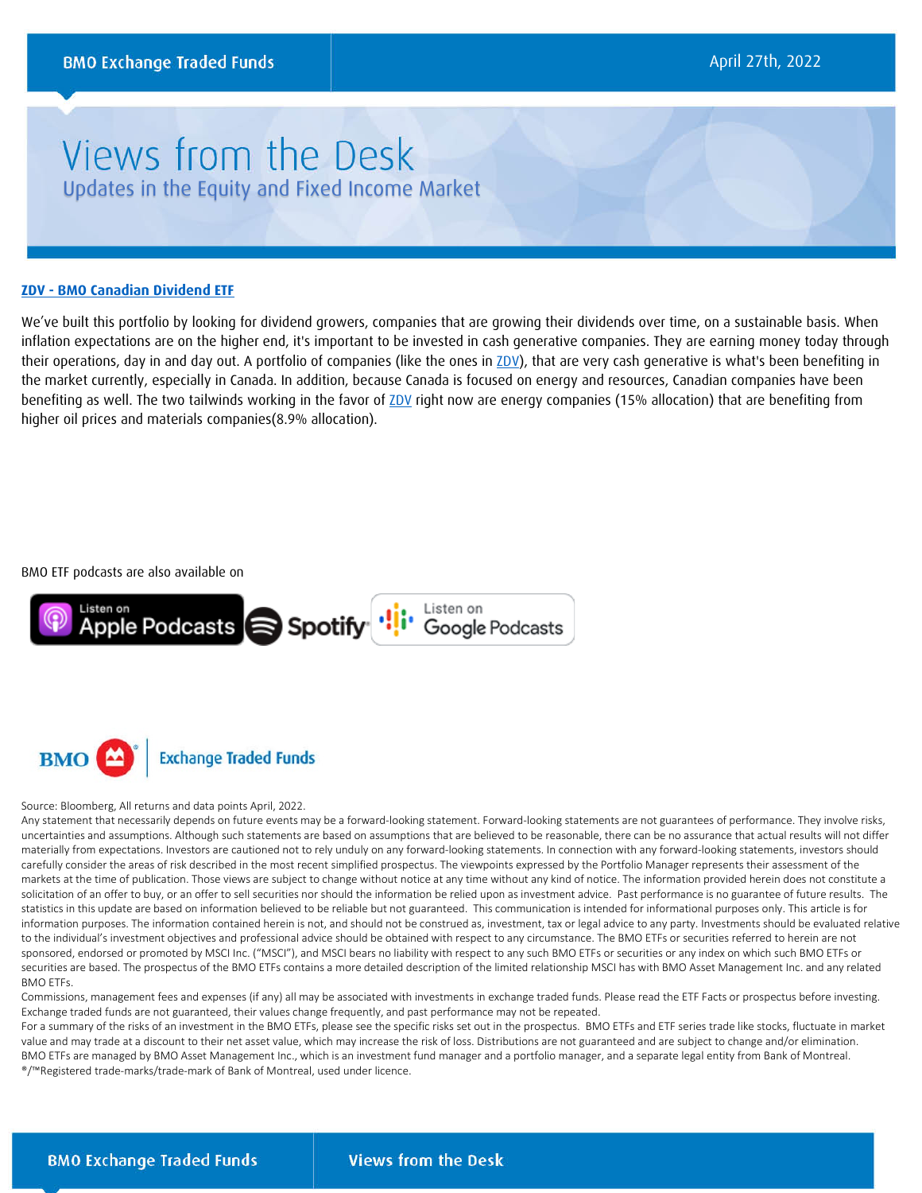## ZDV - BMO Canadian Dividend ETF

We've built this portfolio by looking for dividend growers, companies that are growing their dividends over time, on a sustainable basis. When inflation expectations are on the higher end, it's important to be invested in cash generative companies. They are earning money today through their operations, day in and day out. A portfolio of companies (like the ones in ZDV), that are very cash generative is what's been benefiting in the market currently, especially in Canada. In addition, because Canada is focused on energy and resources, Canadian companies have been benefiting as well. The two tailwinds working in the favor of ZDV right now are energy companies (15% allocation) that are benefiting from higher oil prices and materials companies(8.9% allocation).

BMO ETF podcasts are also available on

Listen on Apple Podcasts | Spotify | Listen on Google Podcasts

BMO Exchange Traded Funds

Source: Bloomberg, All returns and data points April, 2022.

Any statement that necessarily depends on future events may be a forward-looking statement. Forward-looking statements are not guarantees of performance. They involve risks, uncertainties and assumptions. Although such statements are based on assumptions that are believed to be reasonable, there can be no assurance that actual results will not differ materially from expectations. Investors are cautioned not to rely unduly on any forward-looking statements. In connection with any forward-looking statements, investors should carefully consider the areas of risk described in the most recent simplified prospectus. The viewpoints expressed by the Portfolio Manager represents their assessment of the markets at the time of publication. Those views are subject to change without notice at any time without any kind of notice. The information provided herein does not constitute a solicitation of an offer to buy, or an offer to sell securities nor should the information be relied upon as investment advice. Past performance is no guarantee of future results. The statistics in this update are based on information believed to be reliable but not guaranteed. This communication is intended for informational purposes only. This article is for information purposes. The information contained herein is not, and should not be construed as, investment, tax or legal advice to any party. Investments should be evaluated relative to the individual's investment objectives and professional advice should be obtained with respect to any circumstance. The BMO ETFs or securities referred to herein are not sponsored, endorsed or promoted by MSCI Inc. ("MSCI"), and MSCI bears no liability with respect to any such BMO ETFs or securities or any index on which such BMO ETFs or securities are based. The prospectus of the BMO ETFs contains a more detailed description of the limited relationship MSCI has with BMO Asset Management Inc. and any related BMO ETFs.

Commissions, management fees and expenses (if any) all may be associated with investments in exchange traded funds. Please read the ETF Facts or prospectus before investing. Exchange traded funds are not guaranteed, their values change frequently, and past performance may not be repeated.

For a summary of the risks of an investment in the BMO ETFs, please see the specific risks set out in the prospectus. BMO ETFs and ETF series trade like stocks, fluctuate in market value and may trade at a discount to their net asset value, which may increase the risk of loss. Distributions are not guaranteed and are subject to change and/or elimination.

BMO ETFs are managed by BMO Asset Management Inc., which is an investment fund manager and a portfolio manager, and a separate legal entity from Bank of Montreal.

®/™Registered trade-marks/trade-mark of Bank of Montreal, used under licence.